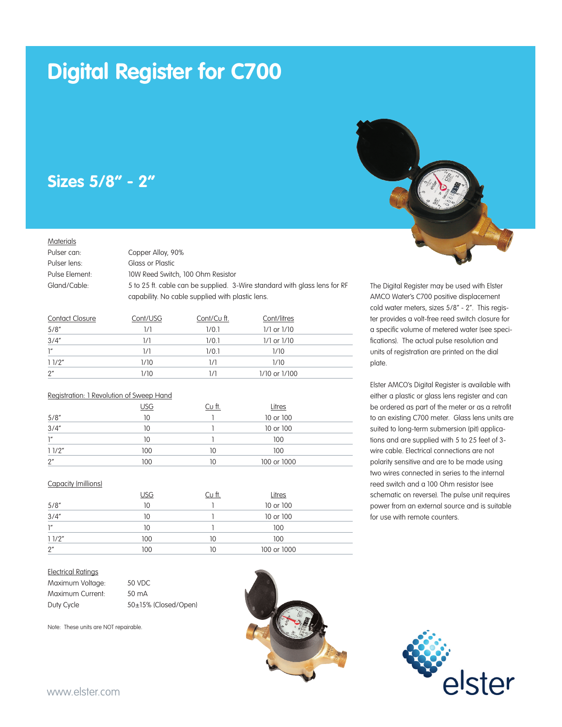# Digital Register for C700

## Sizes 5/8" - 2"

**Materials**

| | |
|---|---|
| Pulser can: | Copper Alloy, 90% |
| Pulser lens: | Glass or Plastic |
| Pulse Element: | 10W Reed Switch, 100 Ohm Resistor |
| Gland/Cable: | 5 to 25 ft. cable can be supplied. 3-Wire standard with glass lens for RF capability. No cable supplied with plastic lens. |

| Contact Closure | Cont/USG | Cont/Cu ft. | Cont/litres |
|---|---|---|---|
| 5/8" | 1/1 | 1/0.1 | 1/1 or 1/10 |
| 3/4" | 1/1 | 1/0.1 | 1/1 or 1/10 |
| 1" | 1/1 | 1/0.1 | 1/10 |
| 1 1/2" | 1/10 | 1/1 | 1/10 |
| 2" | 1/10 | 1/1 | 1/10 or 1/100 |

**Registration: 1 Revolution of Sweep Hand**

| | USG | Cu ft. | Litres |
|---|---|---|---|
| 5/8" | 10 | 1 | 10 or 100 |
| 3/4" | 10 | 1 | 10 or 100 |
| 1" | 10 | 1 | 100 |
| 1 1/2" | 100 | 10 | 100 |
| 2" | 100 | 10 | 100 or 1000 |

**Capacity (millions)**

| | USG | Cu ft. | Litres |
|---|---|---|---|
| 5/8" | 10 | 1 | 10 or 100 |
| 3/4" | 10 | 1 | 10 or 100 |
| 1" | 10 | 1 | 100 |
| 1 1/2" | 100 | 10 | 100 |
| 2" | 100 | 10 | 100 or 1000 |

**Electrical Ratings**

| | |
|---|---|
| Maximum Voltage: | 50 VDC |
| Maximum Current: | 50 mA |
| Duty Cycle | 50±15% (Closed/Open) |

Note: These units are NOT repairable.

The Digital Register may be used with Elster AMCO Water's C700 positive displacement cold water meters, sizes 5/8" - 2". This register provides a volt-free reed switch closure for a specific volume of metered water (see specifications). The actual pulse resolution and units of registration are printed on the dial plate.

Elster AMCO's Digital Register is available with either a plastic or glass lens register and can be ordered as part of the meter or as a retrofit to an existing C700 meter. Glass lens units are suited to long-term submersion (pit) applications and are supplied with 5 to 25 feet of 3-wire cable. Electrical connections are not polarity sensitive and are to be made using two wires connected in series to the internal reed switch and a 100 Ohm resistor (see schematic on reverse). The pulse unit requires power from an external source and is suitable for use with remote counters.

www.elster.com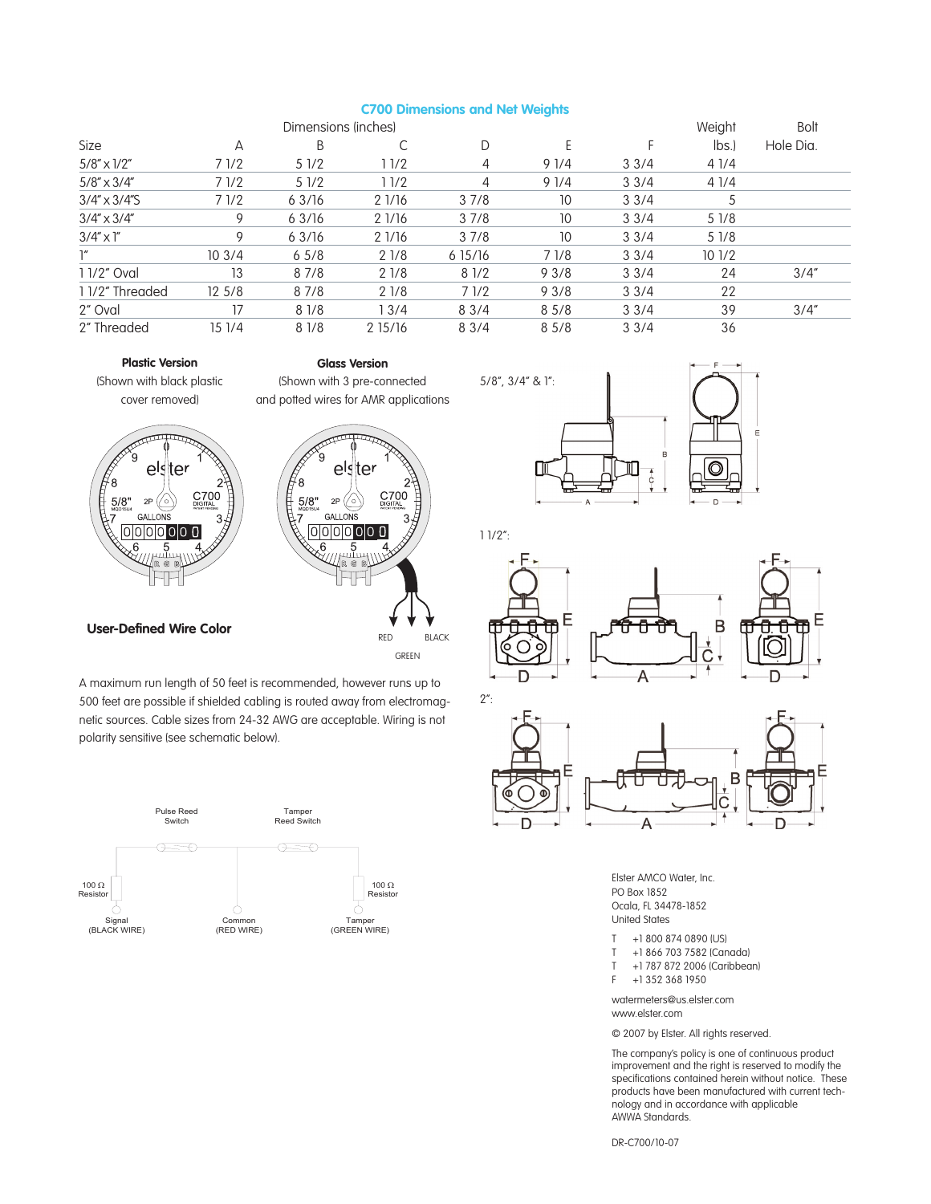## C700 Dimensions and Net Weights

| Size | Dimensions (inches) A | B | C | D | E | F | Weight lbs.) | Bolt Hole Dia. |
|---|---|---|---|---|---|---|---|---|
| 5/8" x 1/2" | 7 1/2 | 5 1/2 | 1 1/2 | 4 | 9 1/4 | 3 3/4 | 4 1/4 | |
| 5/8" x 3/4" | 7 1/2 | 5 1/2 | 1 1/2 | 4 | 9 1/4 | 3 3/4 | 4 1/4 | |
| 3/4" x 3/4"S | 7 1/2 | 6 3/16 | 2 1/16 | 3 7/8 | 10 | 3 3/4 | 5 | |
| 3/4" x 3/4" | 9 | 6 3/16 | 2 1/16 | 3 7/8 | 10 | 3 3/4 | 5 1/8 | |
| 3/4" x 1" | 9 | 6 3/16 | 2 1/16 | 3 7/8 | 10 | 3 3/4 | 5 1/8 | |
| 1" | 10 3/4 | 6 5/8 | 2 1/8 | 6 15/16 | 7 1/8 | 3 3/4 | 10 1/2 | |
| 1 1/2" Oval | 13 | 8 7/8 | 2 1/8 | 8 1/2 | 9 3/8 | 3 3/4 | 24 | 3/4" |
| 1 1/2" Threaded | 12 5/8 | 8 7/8 | 2 1/8 | 7 1/2 | 9 3/8 | 3 3/4 | 22 | |
| 2" Oval | 17 | 8 1/8 | 1 3/4 | 8 3/4 | 8 5/8 | 3 3/4 | 39 | 3/4" |
| 2" Threaded | 15 1/4 | 8 1/8 | 2 15/16 | 8 3/4 | 8 5/8 | 3 3/4 | 36 | |

**Plastic Version**
(Shown with black plastic cover removed)

**Glass Version**
(Shown with 3 pre-connected and potted wires for AMR applications)

**User-Defined Wire Color**

RED
BLACK
GREEN

5/8", 3/4" & 1":

1 1/2":

2":

A maximum run length of 50 feet is recommended, however runs up to 500 feet are possible if shielded cabling is routed away from electromagnetic sources. Cable sizes from 24-32 AWG are acceptable. Wiring is not polarity sensitive (see schematic below).

Pulse Reed Switch
Tamper Reed Switch
100 Ω Resistor
100 Ω Resistor
Signal (BLACK WIRE)
Common (RED WIRE)
Tamper (GREEN WIRE)

Elster AMCO Water, Inc.
PO Box 1852
Ocala, FL 34478-1852
United States

T +1 800 874 0890 (US)
T +1 866 703 7582 (Canada)
T +1 787 872 2006 (Caribbean)
F +1 352 368 1950

watermeters@us.elster.com
www.elster.com

© 2007 by Elster. All rights reserved.

The company's policy is one of continuous product improvement and the right is reserved to modify the specifications contained herein without notice. These products have been manufactured with current technology and in accordance with applicable AWWA Standards.

DR-C700/10-07